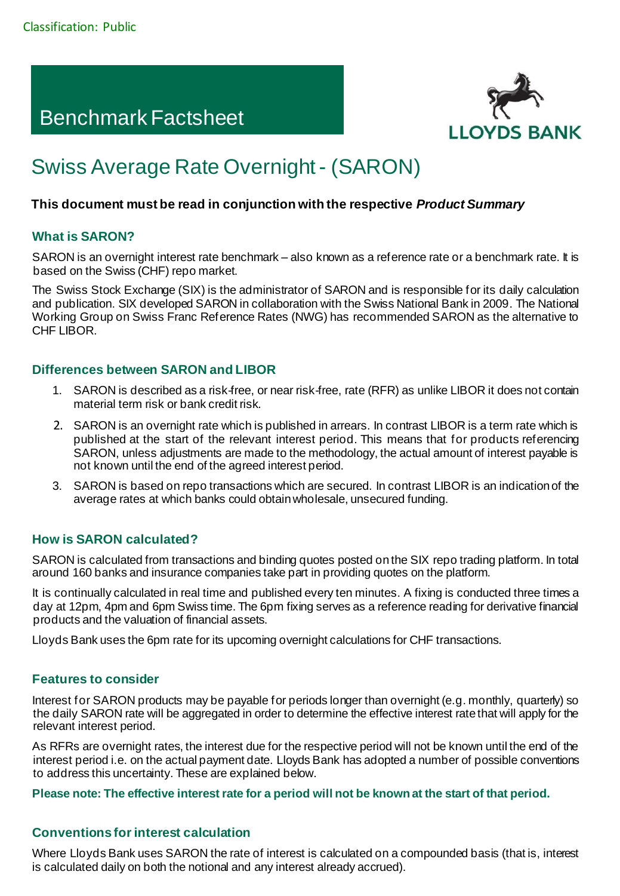Classification: Public

# Benchmark Factsheet

LLOYDS BANK

# Swiss Average Rate Overnight - (SARON)

**This document must be read in conjunction with the respective *Product Summary***

## What is SARON?

SARON is an overnight interest rate benchmark – also known as a reference rate or a benchmark rate. It is based on the Swiss (CHF) repo market.

The Swiss Stock Exchange (SIX) is the administrator of SARON and is responsible for its daily calculation and publication. SIX developed SARON in collaboration with the Swiss National Bank in 2009. The National Working Group on Swiss Franc Reference Rates (NWG) has recommended SARON as the alternative to CHF LIBOR.

## Differences between SARON and LIBOR

1. SARON is described as a risk-free, or near risk-free, rate (RFR) as unlike LIBOR it does not contain material term risk or bank credit risk.
2. SARON is an overnight rate which is published in arrears. In contrast LIBOR is a term rate which is published at the start of the relevant interest period. This means that for products referencing SARON, unless adjustments are made to the methodology, the actual amount of interest payable is not known until the end of the agreed interest period.
3. SARON is based on repo transactions which are secured. In contrast LIBOR is an indication of the average rates at which banks could obtain wholesale, unsecured funding.

## How is SARON calculated?

SARON is calculated from transactions and binding quotes posted on the SIX repo trading platform. In total around 160 banks and insurance companies take part in providing quotes on the platform.

It is continually calculated in real time and published every ten minutes. A fixing is conducted three times a day at 12pm, 4pm and 6pm Swiss time. The 6pm fixing serves as a reference reading for derivative financial products and the valuation of financial assets.

Lloyds Bank uses the 6pm rate for its upcoming overnight calculations for CHF transactions.

## Features to consider

Interest for SARON products may be payable for periods longer than overnight (e.g. monthly, quarterly) so the daily SARON rate will be aggregated in order to determine the effective interest rate that will apply for the relevant interest period.

As RFRs are overnight rates, the interest due for the respective period will not be known until the end of the interest period i.e. on the actual payment date. Lloyds Bank has adopted a number of possible conventions to address this uncertainty. These are explained below.

**Please note: The effective interest rate for a period will not be known at the start of that period.**

## Conventions for interest calculation

Where Lloyds Bank uses SARON the rate of interest is calculated on a compounded basis (that is, interest is calculated daily on both the notional and any interest already accrued).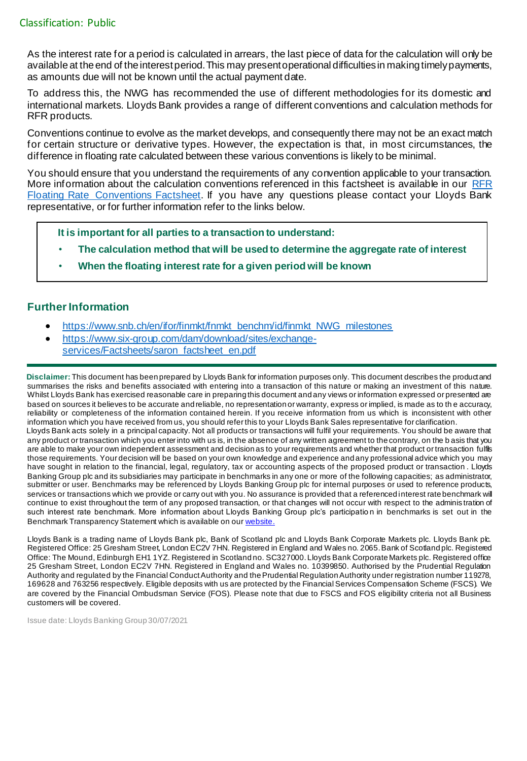As the interest rate for a period is calculated in arrears, the last piece of data for the calculation will only be available at the end of the interest period. This may present operational difficulties in making timely payments, as amounts due will not be known until the actual payment date.

To address this, the NWG has recommended the use of different methodologies for its domestic and international markets. Lloyds Bank provides a range of different conventions and calculation methods for RFR products.

Conventions continue to evolve as the market develops, and consequently there may not be an exact match for certain structure or derivative types. However, the expectation is that, in most circumstances, the difference in floating rate calculated between these various conventions is likely to be minimal.

You should ensure that you understand the requirements of any convention applicable to your transaction. More information about the calculation conventions referenced in this factsheet is available in our [RFR Floating Rate Conventions Factsheet](). If you have any questions please contact your Lloyds Bank representative, or for further information refer to the links below.

**It is important for all parties to a transaction to understand:**

- **The calculation method that will be used to determine the aggregate rate of interest**
- **When the floating interest rate for a given period will be known**

## Further Information

- https://www.snb.ch/en/ifor/finmkt/fnmkt_benchm/id/finmkt_NWG_milestones
- https://www.six-group.com/dam/download/sites/exchange-services/Factsheets/saron_factsheet_en.pdf

**Disclaimer:** This document has been prepared by Lloyds Bank for information purposes only. This document describes the product and summarises the risks and benefits associated with entering into a transaction of this nature or making an investment of this nature. Whilst Lloyds Bank has exercised reasonable care in preparing this document and any views or information expressed or presented are based on sources it believes to be accurate and reliable, no representation or warranty, express or implied, is made as to the accuracy, reliability or completeness of the information contained herein. If you receive information from us which is inconsistent with other information which you have received from us, you should refer this to your Lloyds Bank Sales representative for clarification.
Lloyds Bank acts solely in a principal capacity. Not all products or transactions will fulfil your requirements. You should be aware that any product or transaction which you enter into with us is, in the absence of any written agreement to the contrary, on the basis that you are able to make your own independent assessment and decision as to your requirements and whether that product or transaction fulfils those requirements. Your decision will be based on your own knowledge and experience and any professional advice which you may have sought in relation to the financial, legal, regulatory, tax or accounting aspects of the proposed product or transaction. Lloyds Banking Group plc and its subsidiaries may participate in benchmarks in any one or more of the following capacities; as administrator, submitter or user. Benchmarks may be referenced by Lloyds Banking Group plc for internal purposes or used to reference products, services or transactions which we provide or carry out with you. No assurance is provided that a referenced interest rate benchmark will continue to exist throughout the term of any proposed transaction, or that changes will not occur with respect to the administration of such interest rate benchmark. More information about Lloyds Banking Group plc's participation in benchmarks is set out in the Benchmark Transparency Statement which is available on our [website]().

Lloyds Bank is a trading name of Lloyds Bank plc, Bank of Scotland plc and Lloyds Bank Corporate Markets plc. Lloyds Bank plc. Registered Office: 25 Gresham Street, London EC2V 7HN. Registered in England and Wales no. 2065. Bank of Scotland plc. Registered Office: The Mound, Edinburgh EH1 1YZ. Registered in Scotland no. SC327000. Lloyds Bank Corporate Markets plc. Registered office 25 Gresham Street, London EC2V 7HN. Registered in England and Wales no. 10399850. Authorised by the Prudential Regulation Authority and regulated by the Financial Conduct Authority and the Prudential Regulation Authority under registration number 119278, 169628 and 763256 respectively. Eligible deposits with us are protected by the Financial Services Compensation Scheme (FSCS). We are covered by the Financial Ombudsman Service (FOS). Please note that due to FSCS and FOS eligibility criteria not all Business customers will be covered.

Issue date: Lloyds Banking Group 30/07/2021